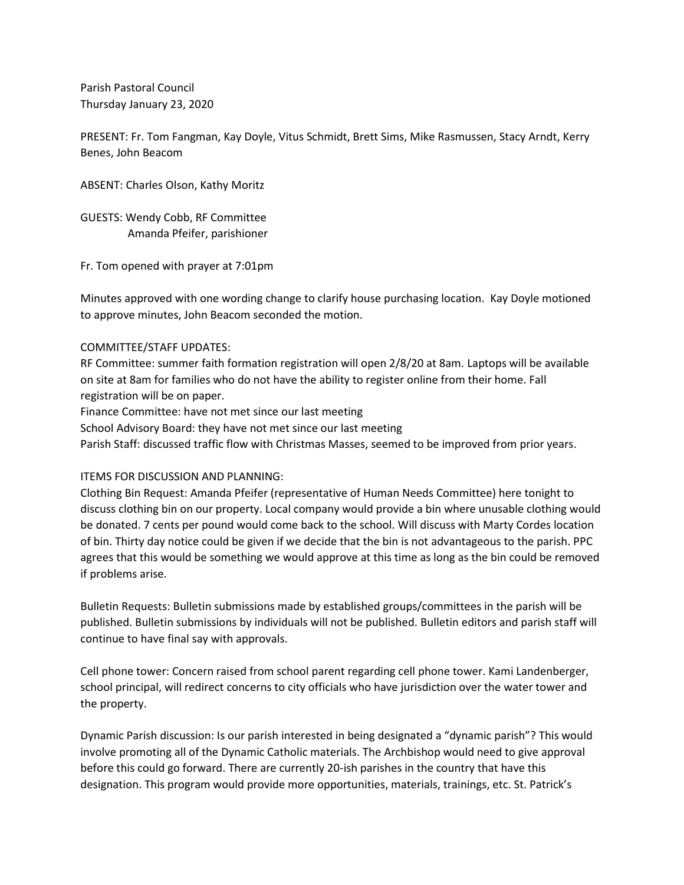Parish Pastoral Council
Thursday January 23, 2020

PRESENT: Fr. Tom Fangman, Kay Doyle, Vitus Schmidt, Brett Sims, Mike Rasmussen, Stacy Arndt, Kerry Benes, John Beacom

ABSENT: Charles Olson, Kathy Moritz

GUESTS: Wendy Cobb, RF Committee
Amanda Pfeifer, parishioner

Fr. Tom opened with prayer at 7:01pm

Minutes approved with one wording change to clarify house purchasing location. Kay Doyle motioned to approve minutes, John Beacom seconded the motion.

COMMITTEE/STAFF UPDATES:

RF Committee: summer faith formation registration will open 2/8/20 at 8am. Laptops will be available on site at 8am for families who do not have the ability to register online from their home. Fall registration will be on paper.

Finance Committee: have not met since our last meeting

School Advisory Board: they have not met since our last meeting

Parish Staff: discussed traffic flow with Christmas Masses, seemed to be improved from prior years.

ITEMS FOR DISCUSSION AND PLANNING:

Clothing Bin Request: Amanda Pfeifer (representative of Human Needs Committee) here tonight to discuss clothing bin on our property. Local company would provide a bin where unusable clothing would be donated. 7 cents per pound would come back to the school. Will discuss with Marty Cordes location of bin. Thirty day notice could be given if we decide that the bin is not advantageous to the parish. PPC agrees that this would be something we would approve at this time as long as the bin could be removed if problems arise.

Bulletin Requests: Bulletin submissions made by established groups/committees in the parish will be published. Bulletin submissions by individuals will not be published. Bulletin editors and parish staff will continue to have final say with approvals.

Cell phone tower: Concern raised from school parent regarding cell phone tower. Kami Landenberger, school principal, will redirect concerns to city officials who have jurisdiction over the water tower and the property.

Dynamic Parish discussion: Is our parish interested in being designated a "dynamic parish"? This would involve promoting all of the Dynamic Catholic materials. The Archbishop would need to give approval before this could go forward. There are currently 20-ish parishes in the country that have this designation. This program would provide more opportunities, materials, trainings, etc. St. Patrick's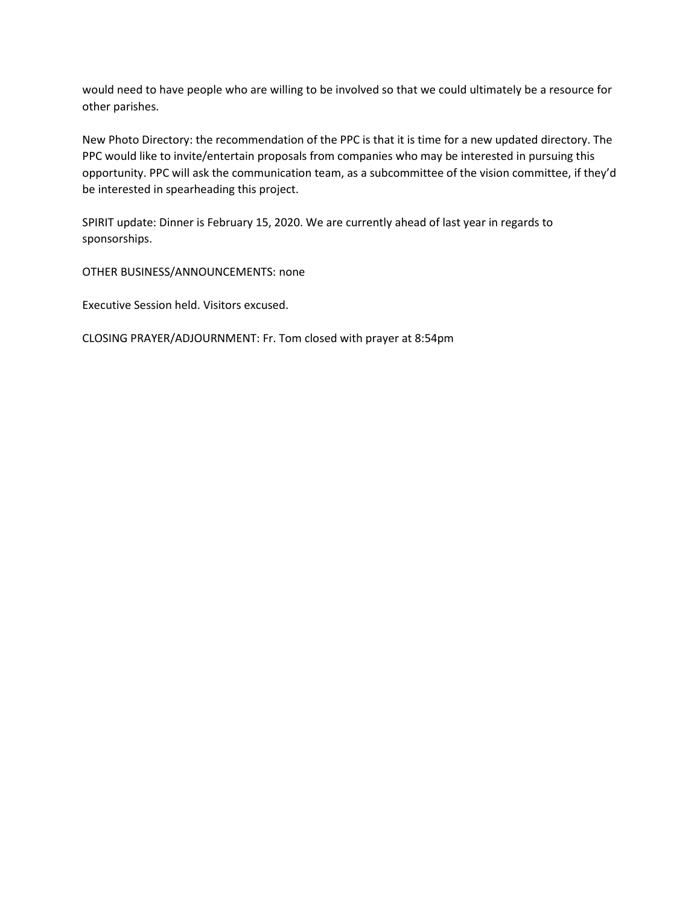would need to have people who are willing to be involved so that we could ultimately be a resource for other parishes.

New Photo Directory: the recommendation of the PPC is that it is time for a new updated directory. The PPC would like to invite/entertain proposals from companies who may be interested in pursuing this opportunity. PPC will ask the communication team, as a subcommittee of the vision committee, if they'd be interested in spearheading this project.

SPIRIT update: Dinner is February 15, 2020. We are currently ahead of last year in regards to sponsorships.

OTHER BUSINESS/ANNOUNCEMENTS: none

Executive Session held. Visitors excused.

CLOSING PRAYER/ADJOURNMENT: Fr. Tom closed with prayer at 8:54pm